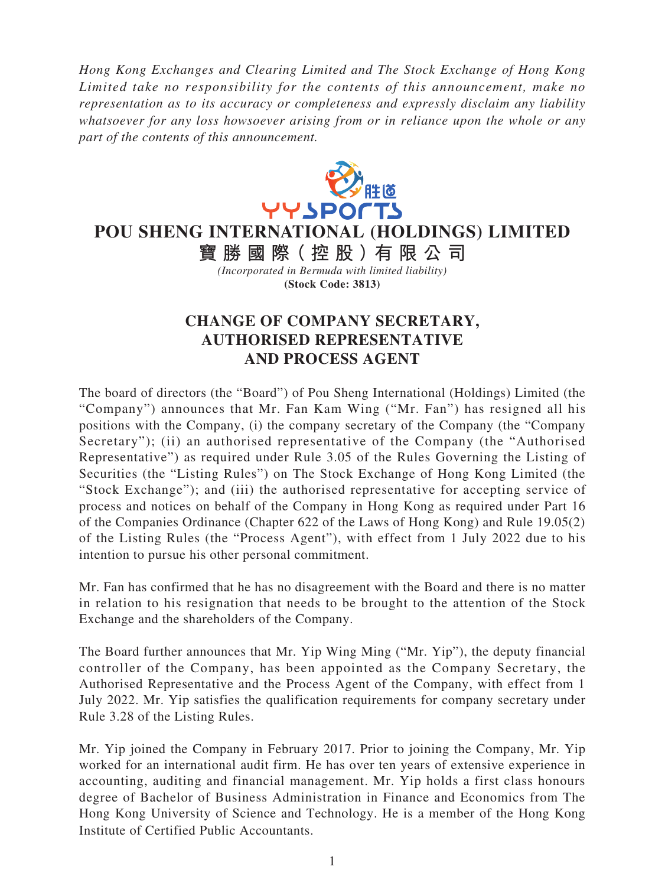*Hong Kong Exchanges and Clearing Limited and The Stock Exchange of Hong Kong Limited take no responsibility for the contents of this announcement, make no representation as to its accuracy or completeness and expressly disclaim any liability whatsoever for any loss howsoever arising from or in reliance upon the whole or any part of the contents of this announcement.*

# POU SHENG INTERNATIONAL (HOLDINGS) LIMITED

# 寶勝國際（控股）有限公司

*(Incorporated in Bermuda with limited liability)*

**(Stock Code: 3813)**

## CHANGE OF COMPANY SECRETARY, AUTHORISED REPRESENTATIVE AND PROCESS AGENT

The board of directors (the "Board") of Pou Sheng International (Holdings) Limited (the "Company") announces that Mr. Fan Kam Wing ("Mr. Fan") has resigned all his positions with the Company, (i) the company secretary of the Company (the "Company Secretary"); (ii) an authorised representative of the Company (the "Authorised Representative") as required under Rule 3.05 of the Rules Governing the Listing of Securities (the "Listing Rules") on The Stock Exchange of Hong Kong Limited (the "Stock Exchange"); and (iii) the authorised representative for accepting service of process and notices on behalf of the Company in Hong Kong as required under Part 16 of the Companies Ordinance (Chapter 622 of the Laws of Hong Kong) and Rule 19.05(2) of the Listing Rules (the "Process Agent"), with effect from 1 July 2022 due to his intention to pursue his other personal commitment.

Mr. Fan has confirmed that he has no disagreement with the Board and there is no matter in relation to his resignation that needs to be brought to the attention of the Stock Exchange and the shareholders of the Company.

The Board further announces that Mr. Yip Wing Ming ("Mr. Yip"), the deputy financial controller of the Company, has been appointed as the Company Secretary, the Authorised Representative and the Process Agent of the Company, with effect from 1 July 2022. Mr. Yip satisfies the qualification requirements for company secretary under Rule 3.28 of the Listing Rules.

Mr. Yip joined the Company in February 2017. Prior to joining the Company, Mr. Yip worked for an international audit firm. He has over ten years of extensive experience in accounting, auditing and financial management. Mr. Yip holds a first class honours degree of Bachelor of Business Administration in Finance and Economics from The Hong Kong University of Science and Technology. He is a member of the Hong Kong Institute of Certified Public Accountants.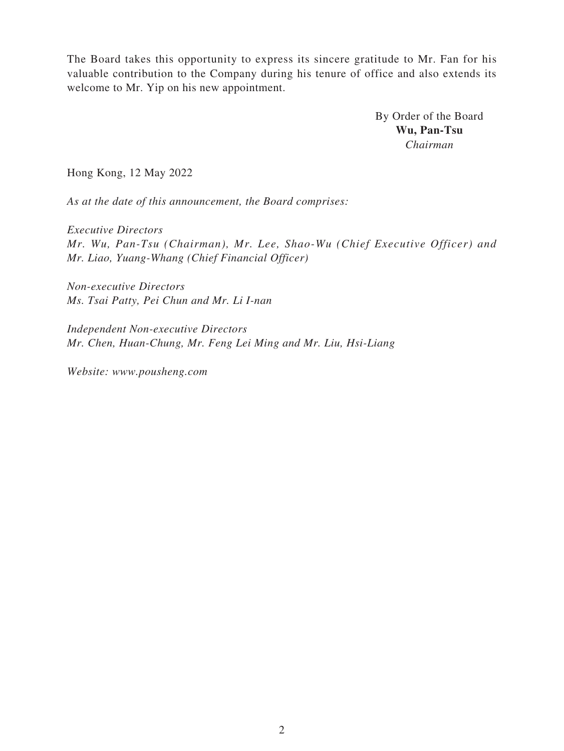The Board takes this opportunity to express its sincere gratitude to Mr. Fan for his valuable contribution to the Company during his tenure of office and also extends its welcome to Mr. Yip on his new appointment.

By Order of the Board
**Wu, Pan-Tsu**
*Chairman*

Hong Kong, 12 May 2022

*As at the date of this announcement, the Board comprises:*

*Executive Directors*
*Mr. Wu, Pan-Tsu (Chairman), Mr. Lee, Shao-Wu (Chief Executive Officer) and Mr. Liao, Yuang-Whang (Chief Financial Officer)*

*Non-executive Directors*
*Ms. Tsai Patty, Pei Chun and Mr. Li I-nan*

*Independent Non-executive Directors*
*Mr. Chen, Huan-Chung, Mr. Feng Lei Ming and Mr. Liu, Hsi-Liang*

*Website: www.pousheng.com*